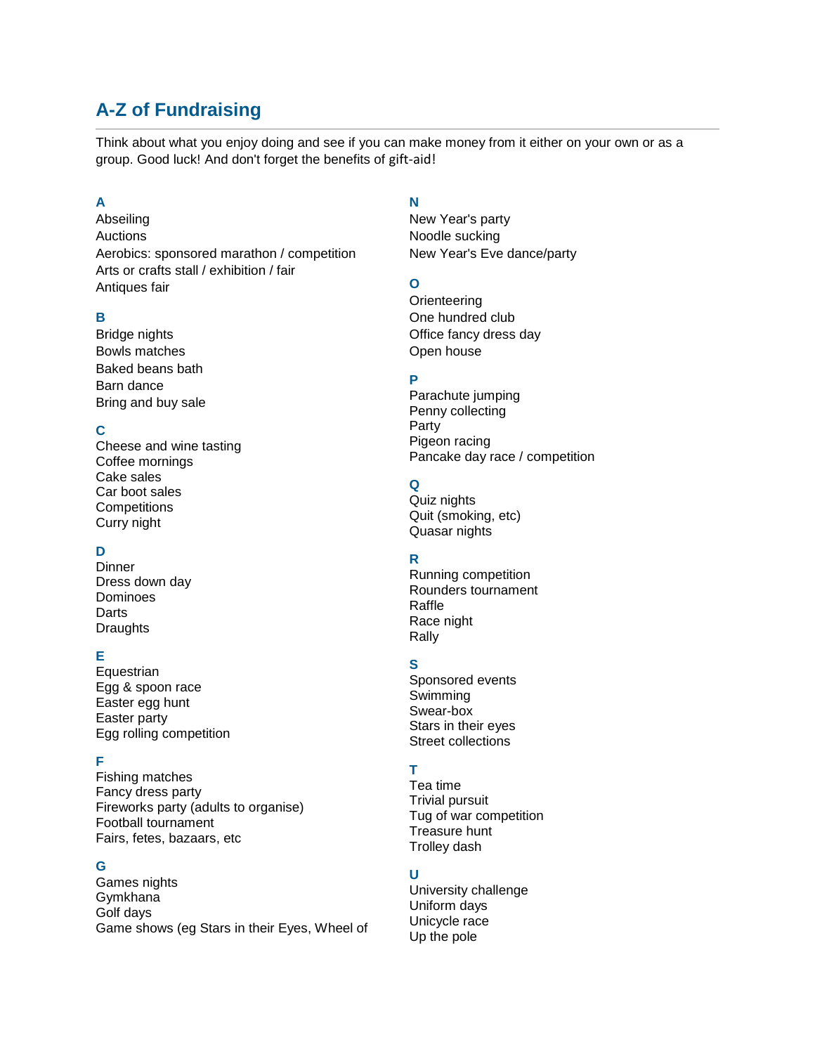# A-Z of Fundraising

Think about what you enjoy doing and see if you can make money from it either on your own or as a group. Good luck! And don't forget the benefits of gift-aid!

### A

Abseiling
Auctions
Aerobics: sponsored marathon / competition
Arts or crafts stall / exhibition / fair
Antiques fair

### B

Bridge nights
Bowls matches
Baked beans bath
Barn dance
Bring and buy sale

### C

Cheese and wine tasting
Coffee mornings
Cake sales
Car boot sales
Competitions
Curry night

### D

Dinner
Dress down day
Dominoes
Darts
Draughts

### E

Equestrian
Egg & spoon race
Easter egg hunt
Easter party
Egg rolling competition

### F

Fishing matches
Fancy dress party
Fireworks party (adults to organise)
Football tournament
Fairs, fetes, bazaars, etc

### G

Games nights
Gymkhana
Golf days
Game shows (eg Stars in their Eyes, Wheel of

### N

New Year's party
Noodle sucking
New Year's Eve dance/party

### O

Orienteering
One hundred club
Office fancy dress day
Open house

### P

Parachute jumping
Penny collecting
Party
Pigeon racing
Pancake day race / competition

### Q

Quiz nights
Quit (smoking, etc)
Quasar nights

### R

Running competition
Rounders tournament
Raffle
Race night
Rally

### S

Sponsored events
Swimming
Swear-box
Stars in their eyes
Street collections

### T

Tea time
Trivial pursuit
Tug of war competition
Treasure hunt
Trolley dash

### U

University challenge
Uniform days
Unicycle race
Up the pole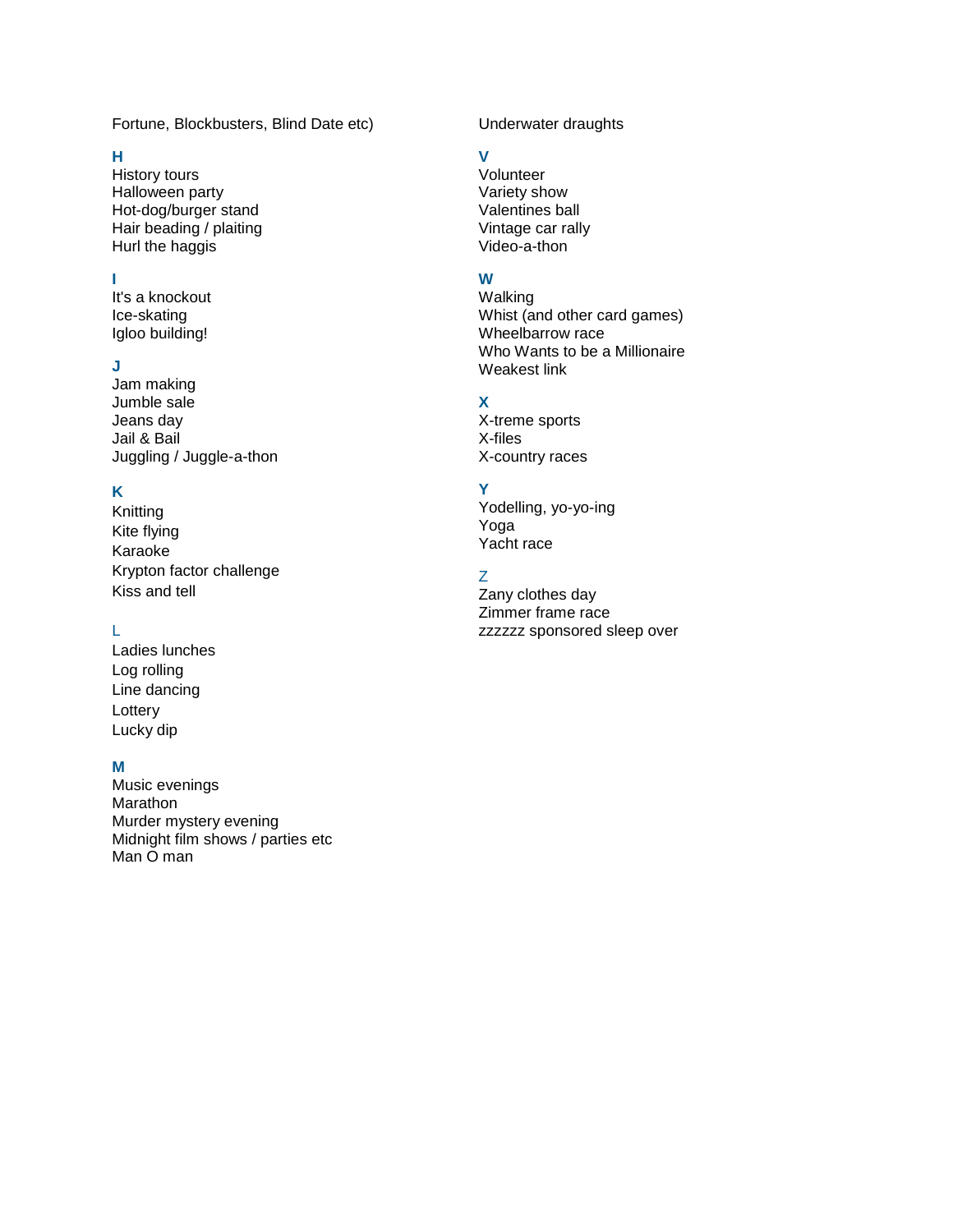Fortune, Blockbusters, Blind Date etc)

### H

History tours
Halloween party
Hot-dog/burger stand
Hair beading / plaiting
Hurl the haggis

### I

It's a knockout
Ice-skating
Igloo building!

### J

Jam making
Jumble sale
Jeans day
Jail & Bail
Juggling / Juggle-a-thon

### K

Knitting
Kite flying
Karaoke
Krypton factor challenge
Kiss and tell

### L

Ladies lunches
Log rolling
Line dancing
Lottery
Lucky dip

### M

Music evenings
Marathon
Murder mystery evening
Midnight film shows / parties etc
Man O man

Underwater draughts

### V

Volunteer
Variety show
Valentines ball
Vintage car rally
Video-a-thon

### W

Walking
Whist (and other card games)
Wheelbarrow race
Who Wants to be a Millionaire
Weakest link

### X

X-treme sports
X-files
X-country races

### Y

Yodelling, yo-yo-ing
Yoga
Yacht race

### Z

Zany clothes day
Zimmer frame race
zzzzzz sponsored sleep over